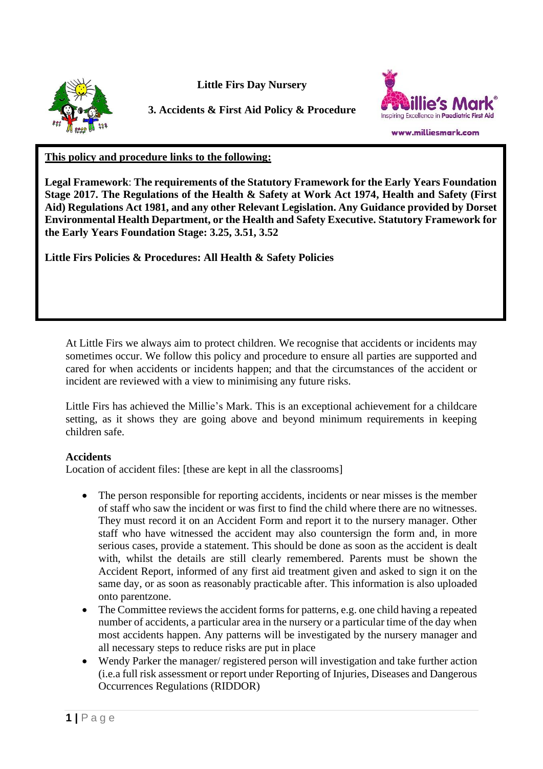**Little Firs Day Nursery**

**3. Accidents & First Aid Policy & Procedure**

www.milliesmark.com

**<u>This policy and procedure links to the following:</u>**

**Legal Framework**: **The requirements of the Statutory Framework for the Early Years Foundation Stage 2017. The Regulations of the Health & Safety at Work Act 1974, Health and Safety (First Aid) Regulations Act 1981, and any other Relevant Legislation. Any Guidance provided by Dorset Environmental Health Department, or the Health and Safety Executive. Statutory Framework for the Early Years Foundation Stage: 3.25, 3.51, 3.52**

**Little Firs Policies & Procedures: All Health & Safety Policies**

At Little Firs we always aim to protect children. We recognise that accidents or incidents may sometimes occur. We follow this policy and procedure to ensure all parties are supported and cared for when accidents or incidents happen; and that the circumstances of the accident or incident are reviewed with a view to minimising any future risks.

Little Firs has achieved the Millie's Mark. This is an exceptional achievement for a childcare setting, as it shows they are going above and beyond minimum requirements in keeping children safe.

**Accidents**

Location of accident files: [these are kept in all the classrooms]

- The person responsible for reporting accidents, incidents or near misses is the member of staff who saw the incident or was first to find the child where there are no witnesses. They must record it on an Accident Form and report it to the nursery manager. Other staff who have witnessed the accident may also countersign the form and, in more serious cases, provide a statement. This should be done as soon as the accident is dealt with, whilst the details are still clearly remembered. Parents must be shown the Accident Report, informed of any first aid treatment given and asked to sign it on the same day, or as soon as reasonably practicable after. This information is also uploaded onto parentzone.
- The Committee reviews the accident forms for patterns, e.g. one child having a repeated number of accidents, a particular area in the nursery or a particular time of the day when most accidents happen. Any patterns will be investigated by the nursery manager and all necessary steps to reduce risks are put in place
- Wendy Parker the manager/ registered person will investigation and take further action (i.e.a full risk assessment or report under Reporting of Injuries, Diseases and Dangerous Occurrences Regulations (RIDDOR)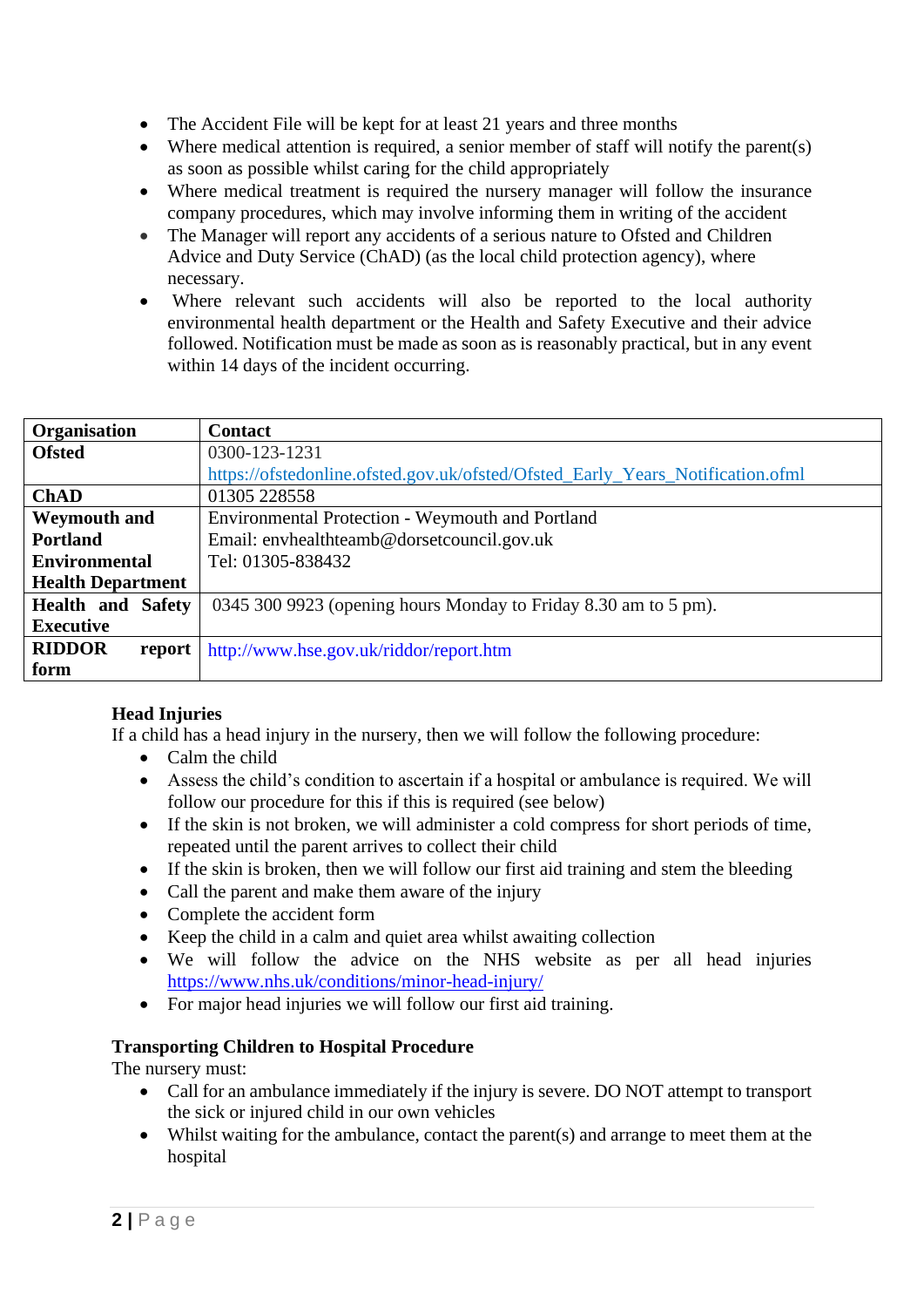- The Accident File will be kept for at least 21 years and three months
- Where medical attention is required, a senior member of staff will notify the parent(s) as soon as possible whilst caring for the child appropriately
- Where medical treatment is required the nursery manager will follow the insurance company procedures, which may involve informing them in writing of the accident
- The Manager will report any accidents of a serious nature to Ofsted and Children Advice and Duty Service (ChAD) (as the local child protection agency), where necessary.
- Where relevant such accidents will also be reported to the local authority environmental health department or the Health and Safety Executive and their advice followed. Notification must be made as soon as is reasonably practical, but in any event within 14 days of the incident occurring.

| **Organisation** | **Contact** |
|---|---|
| **Ofsted** | 0300-123-1231<br>https://ofstedonline.ofsted.gov.uk/ofsted/Ofsted_Early_Years_Notification.ofml |
| **ChAD** | 01305 228558 |
| **Weymouth and Portland Environmental Health Department** | Environmental Protection - Weymouth and Portland<br>Email: envhealthteamb@dorsetcouncil.gov.uk<br>Tel: 01305-838432 |
| **Health and Safety Executive** | 0345 300 9923 (opening hours Monday to Friday 8.30 am to 5 pm). |
| **RIDDOR report form** | http://www.hse.gov.uk/riddor/report.htm |

**Head Injuries**

If a child has a head injury in the nursery, then we will follow the following procedure:

- Calm the child
- Assess the child's condition to ascertain if a hospital or ambulance is required. We will follow our procedure for this if this is required (see below)
- If the skin is not broken, we will administer a cold compress for short periods of time, repeated until the parent arrives to collect their child
- If the skin is broken, then we will follow our first aid training and stem the bleeding
- Call the parent and make them aware of the injury
- Complete the accident form
- Keep the child in a calm and quiet area whilst awaiting collection
- We will follow the advice on the NHS website as per all head injuries https://www.nhs.uk/conditions/minor-head-injury/
- For major head injuries we will follow our first aid training.

**Transporting Children to Hospital Procedure**

The nursery must:

- Call for an ambulance immediately if the injury is severe. DO NOT attempt to transport the sick or injured child in our own vehicles
- Whilst waiting for the ambulance, contact the parent(s) and arrange to meet them at the hospital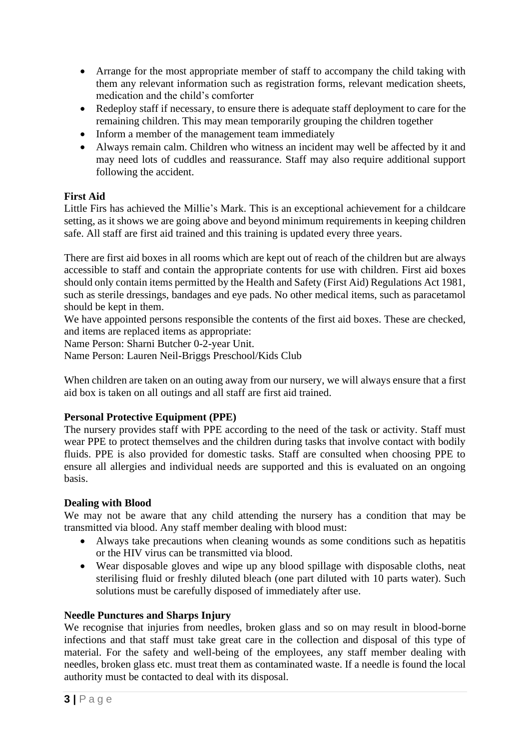- Arrange for the most appropriate member of staff to accompany the child taking with them any relevant information such as registration forms, relevant medication sheets, medication and the child's comforter
- Redeploy staff if necessary, to ensure there is adequate staff deployment to care for the remaining children. This may mean temporarily grouping the children together
- Inform a member of the management team immediately
- Always remain calm. Children who witness an incident may well be affected by it and may need lots of cuddles and reassurance. Staff may also require additional support following the accident.

**First Aid**

Little Firs has achieved the Millie's Mark. This is an exceptional achievement for a childcare setting, as it shows we are going above and beyond minimum requirements in keeping children safe. All staff are first aid trained and this training is updated every three years.

There are first aid boxes in all rooms which are kept out of reach of the children but are always accessible to staff and contain the appropriate contents for use with children. First aid boxes should only contain items permitted by the Health and Safety (First Aid) Regulations Act 1981, such as sterile dressings, bandages and eye pads. No other medical items, such as paracetamol should be kept in them.

We have appointed persons responsible the contents of the first aid boxes. These are checked, and items are replaced items as appropriate:

Name Person: Sharni Butcher 0-2-year Unit.

Name Person: Lauren Neil-Briggs Preschool/Kids Club

When children are taken on an outing away from our nursery, we will always ensure that a first aid box is taken on all outings and all staff are first aid trained.

**Personal Protective Equipment (PPE)**

The nursery provides staff with PPE according to the need of the task or activity. Staff must wear PPE to protect themselves and the children during tasks that involve contact with bodily fluids. PPE is also provided for domestic tasks. Staff are consulted when choosing PPE to ensure all allergies and individual needs are supported and this is evaluated on an ongoing basis.

**Dealing with Blood**

We may not be aware that any child attending the nursery has a condition that may be transmitted via blood. Any staff member dealing with blood must:

- Always take precautions when cleaning wounds as some conditions such as hepatitis or the HIV virus can be transmitted via blood.
- Wear disposable gloves and wipe up any blood spillage with disposable cloths, neat sterilising fluid or freshly diluted bleach (one part diluted with 10 parts water). Such solutions must be carefully disposed of immediately after use.

**Needle Punctures and Sharps Injury**

We recognise that injuries from needles, broken glass and so on may result in blood-borne infections and that staff must take great care in the collection and disposal of this type of material. For the safety and well-being of the employees, any staff member dealing with needles, broken glass etc. must treat them as contaminated waste. If a needle is found the local authority must be contacted to deal with its disposal.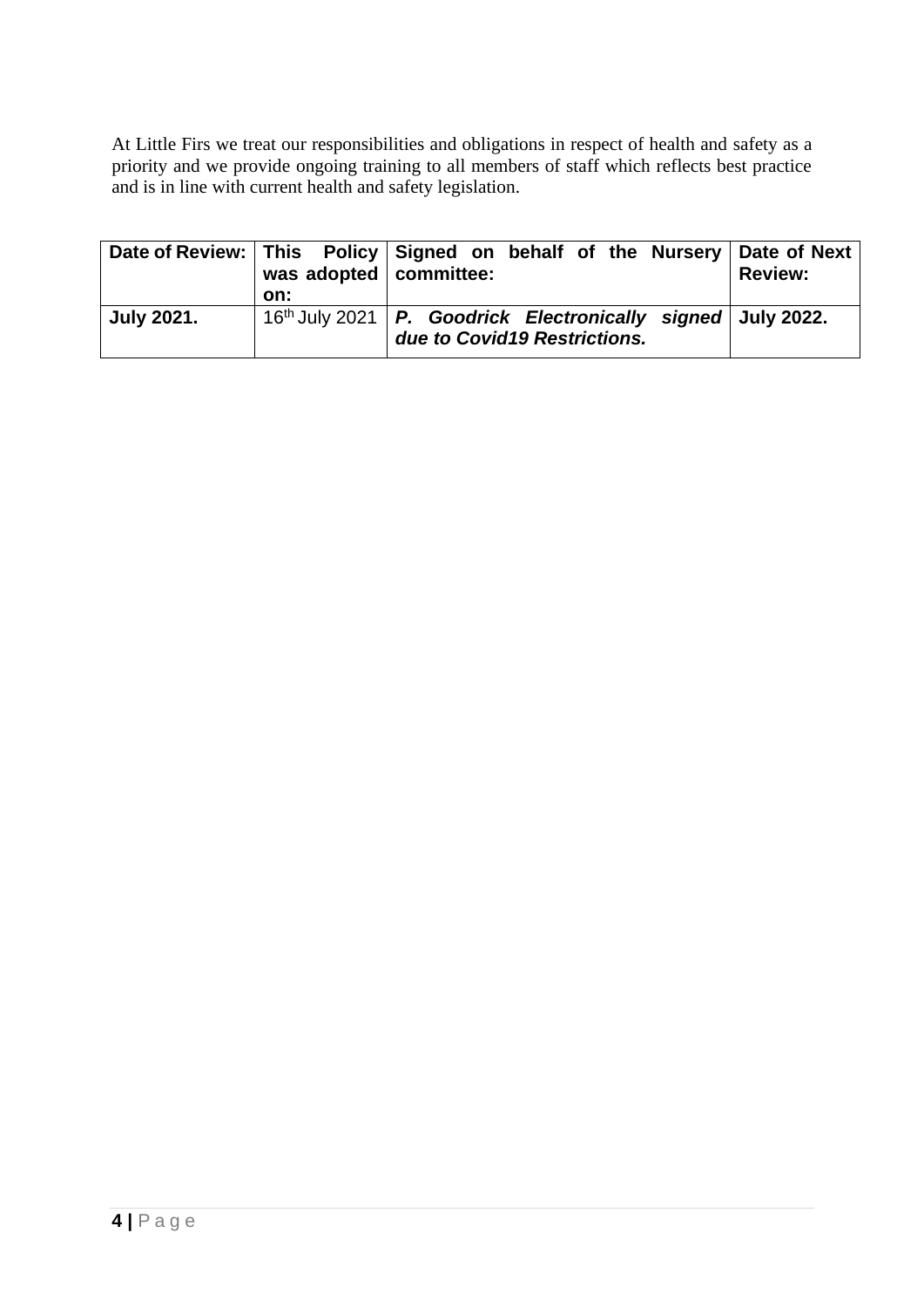At Little Firs we treat our responsibilities and obligations in respect of health and safety as a priority and we provide ongoing training to all members of staff which reflects best practice and is in line with current health and safety legislation.

| Date of Review: | This Policy was adopted on: | Signed on behalf of the Nursery committee: | Date of Next Review: |
|---|---|---|---|
| **July 2021.** | 16th July 2021 | ***P. Goodrick Electronically signed due to Covid19 Restrictions.*** | **July 2022.** |